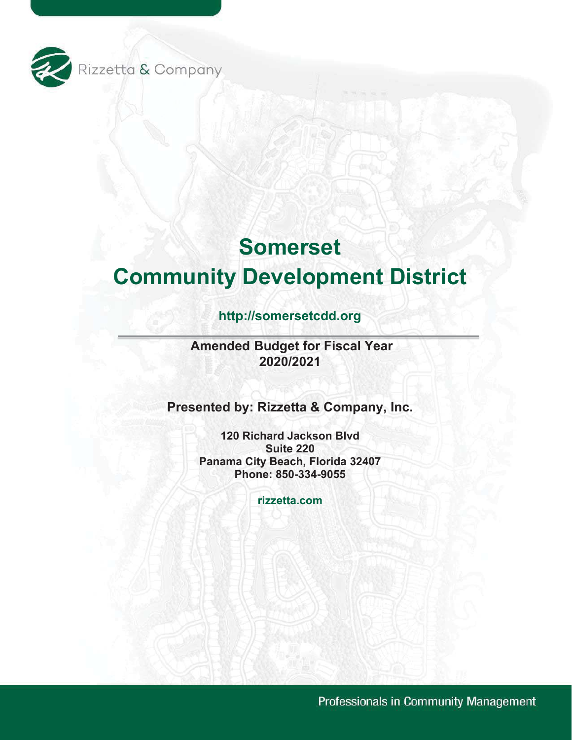Rizzetta & Company

# Somerset
# Community Development District

http://somersetcdd.org

**Amended Budget for Fiscal Year 2020/2021**

**Presented by: Rizzetta & Company, Inc.**

**120 Richard Jackson Blvd**
**Suite 220**
**Panama City Beach, Florida 32407**
**Phone: 850-334-9055**

rizzetta.com

Professionals in Community Management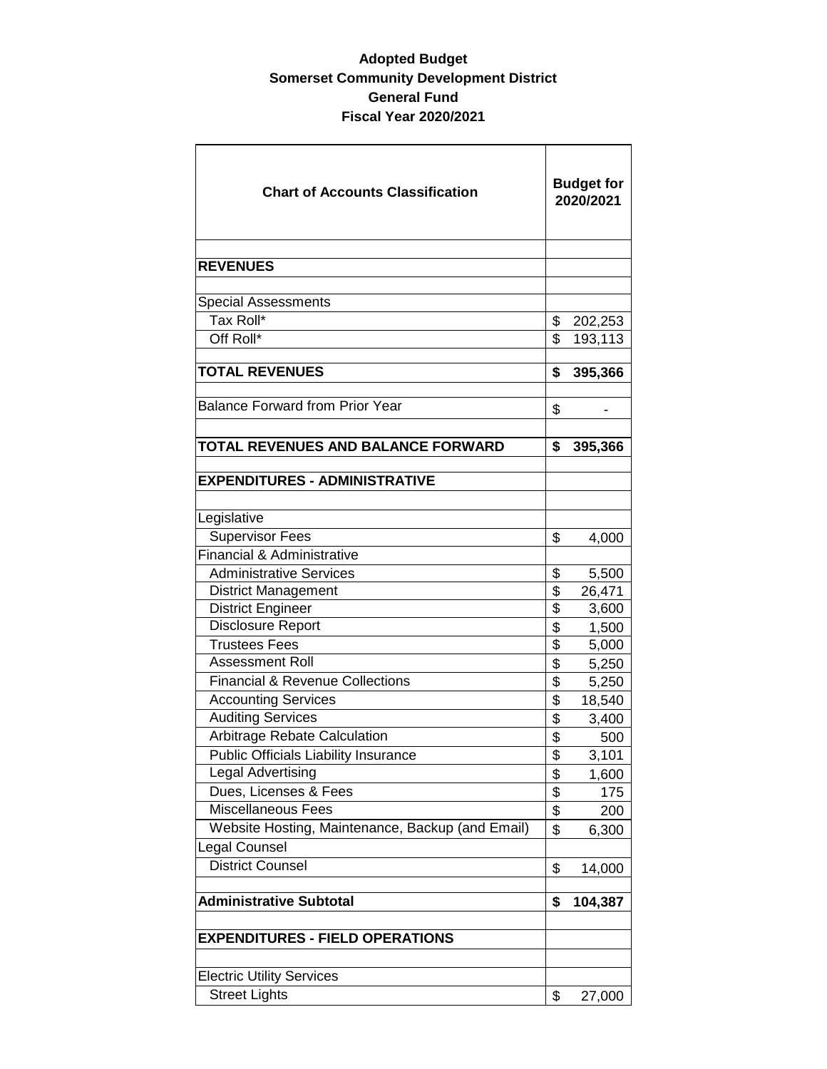**Adopted Budget**
**Somerset Community Development District**
**General Fund**
**Fiscal Year 2020/2021**

| Chart of Accounts Classification | Budget for 2020/2021 |
|---|---|
| | |
| **REVENUES** | |
| | |
| Special Assessments | |
| Tax Roll* | $ 202,253 |
| Off Roll* | $ 193,113 |
| | |
| **TOTAL REVENUES** | **$ 395,366** |
| | |
| Balance Forward from Prior Year | $ - |
| | |
| **TOTAL REVENUES AND BALANCE FORWARD** | **$ 395,366** |
| | |
| **EXPENDITURES - ADMINISTRATIVE** | |
| | |
| Legislative | |
| Supervisor Fees | $ 4,000 |
| Financial & Administrative | |
| Administrative Services | $ 5,500 |
| District Management | $ 26,471 |
| District Engineer | $ 3,600 |
| Disclosure Report | $ 1,500 |
| Trustees Fees | $ 5,000 |
| Assessment Roll | $ 5,250 |
| Financial & Revenue Collections | $ 5,250 |
| Accounting Services | $ 18,540 |
| Auditing Services | $ 3,400 |
| Arbitrage Rebate Calculation | $ 500 |
| Public Officials Liability Insurance | $ 3,101 |
| Legal Advertising | $ 1,600 |
| Dues, Licenses & Fees | $ 175 |
| Miscellaneous Fees | $ 200 |
| Website Hosting, Maintenance, Backup (and Email) | $ 6,300 |
| Legal Counsel | |
| District Counsel | $ 14,000 |
| | |
| **Administrative Subtotal** | **$ 104,387** |
| | |
| **EXPENDITURES - FIELD OPERATIONS** | |
| | |
| Electric Utility Services | |
| Street Lights | $ 27,000 |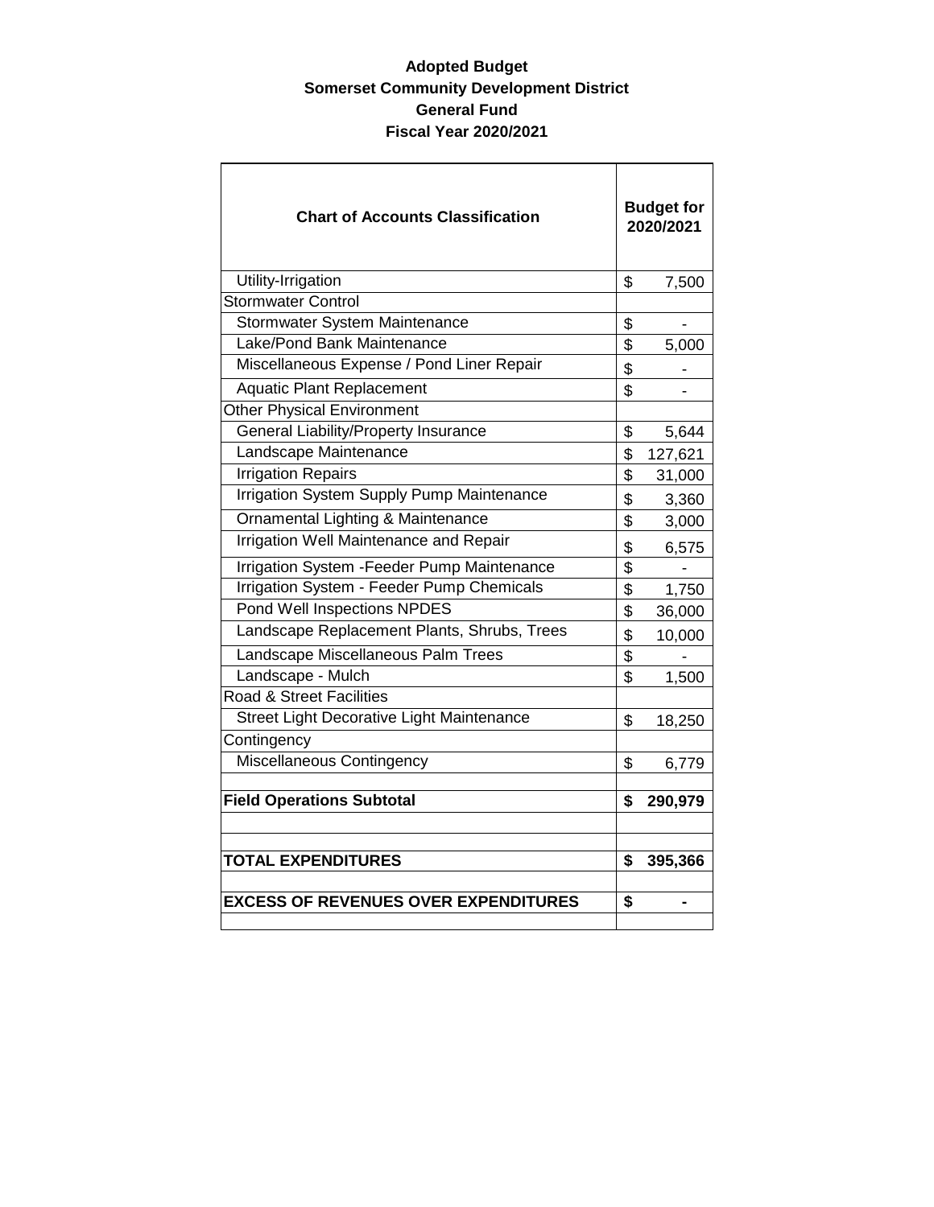**Adopted Budget**
**Somerset Community Development District**
**General Fund**
**Fiscal Year 2020/2021**

| **Chart of Accounts Classification** | **Budget for 2020/2021** |
|---|---|
| Utility-Irrigation | $ 7,500 |
| Stormwater Control | |
| Stormwater System Maintenance | $ - |
| Lake/Pond Bank Maintenance | $ 5,000 |
| Miscellaneous Expense / Pond Liner Repair | $ - |
| Aquatic Plant Replacement | $ - |
| Other Physical Environment | |
| General Liability/Property Insurance | $ 5,644 |
| Landscape Maintenance | $ 127,621 |
| Irrigation Repairs | $ 31,000 |
| Irrigation System Supply Pump Maintenance | $ 3,360 |
| Ornamental Lighting & Maintenance | $ 3,000 |
| Irrigation Well Maintenance and Repair | $ 6,575 |
| Irrigation System -Feeder Pump Maintenance | $ - |
| Irrigation System - Feeder Pump Chemicals | $ 1,750 |
| Pond Well Inspections NPDES | $ 36,000 |
| Landscape Replacement Plants, Shrubs, Trees | $ 10,000 |
| Landscape Miscellaneous Palm Trees | $ - |
| Landscape - Mulch | $ 1,500 |
| Road & Street Facilities | |
| Street Light Decorative Light Maintenance | $ 18,250 |
| Contingency | |
| Miscellaneous Contingency | $ 6,779 |
| | |
| **Field Operations Subtotal** | **$ 290,979** |
| | |
| | |
| **TOTAL EXPENDITURES** | **$ 395,366** |
| | |
| **EXCESS OF REVENUES OVER EXPENDITURES** | **$ -** |
| | |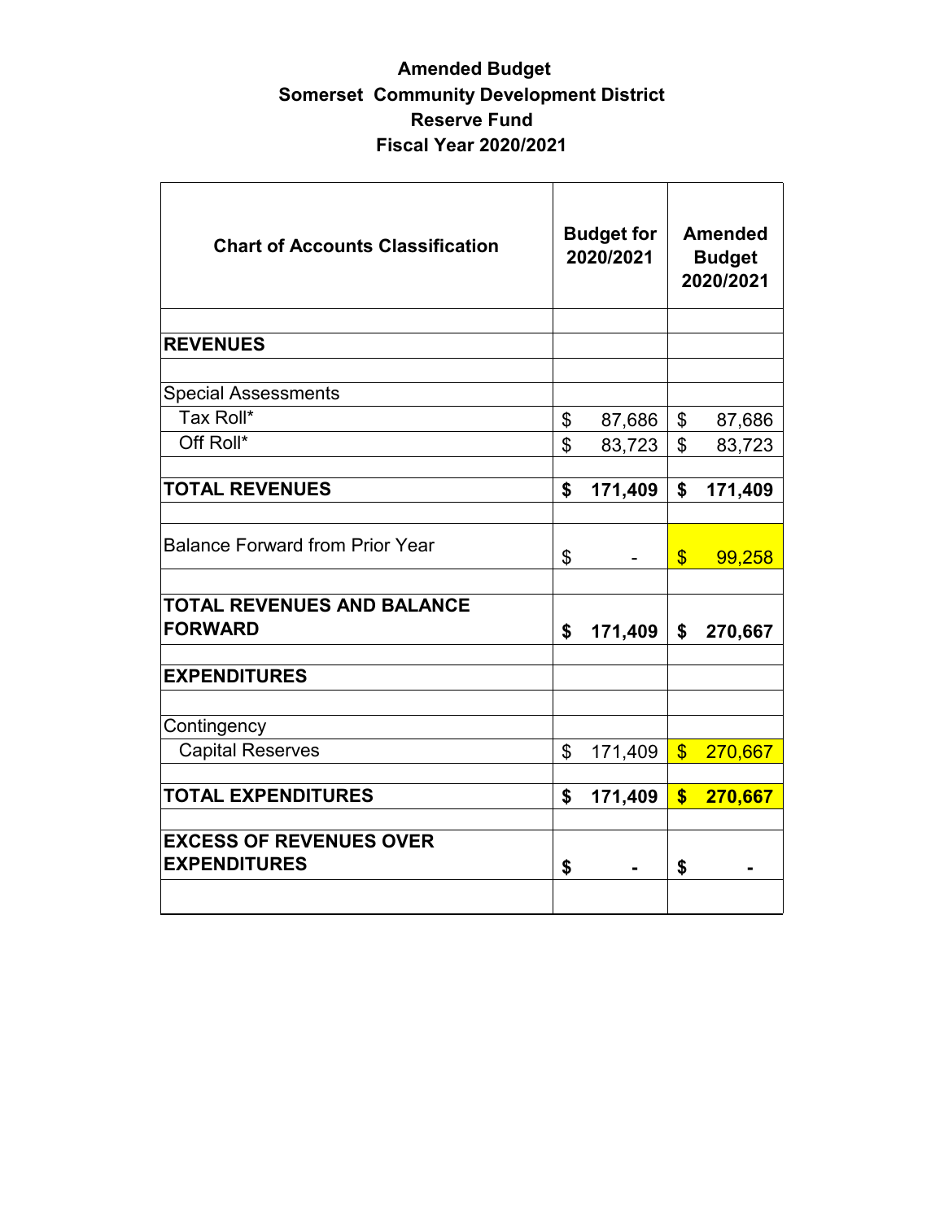**Amended Budget**
**Somerset Community Development District**
**Reserve Fund**
**Fiscal Year 2020/2021**

| Chart of Accounts Classification | Budget for 2020/2021 | Amended Budget 2020/2021 |
|---|---|---|
| | | |
| **REVENUES** | | |
| | | |
| Special Assessments | | |
| Tax Roll* | $ 87,686 | $ 87,686 |
| Off Roll* | $ 83,723 | $ 83,723 |
| | | |
| **TOTAL REVENUES** | **$ 171,409** | **$ 171,409** |
| | | |
| Balance Forward from Prior Year | $ - | $ 99,258 |
| | | |
| **TOTAL REVENUES AND BALANCE FORWARD** | **$ 171,409** | **$ 270,667** |
| | | |
| **EXPENDITURES** | | |
| | | |
| Contingency | | |
| Capital Reserves | $ 171,409 | $ 270,667 |
| | | |
| **TOTAL EXPENDITURES** | **$ 171,409** | **$ 270,667** |
| | | |
| **EXCESS OF REVENUES OVER EXPENDITURES** | **$ -** | **$ -** |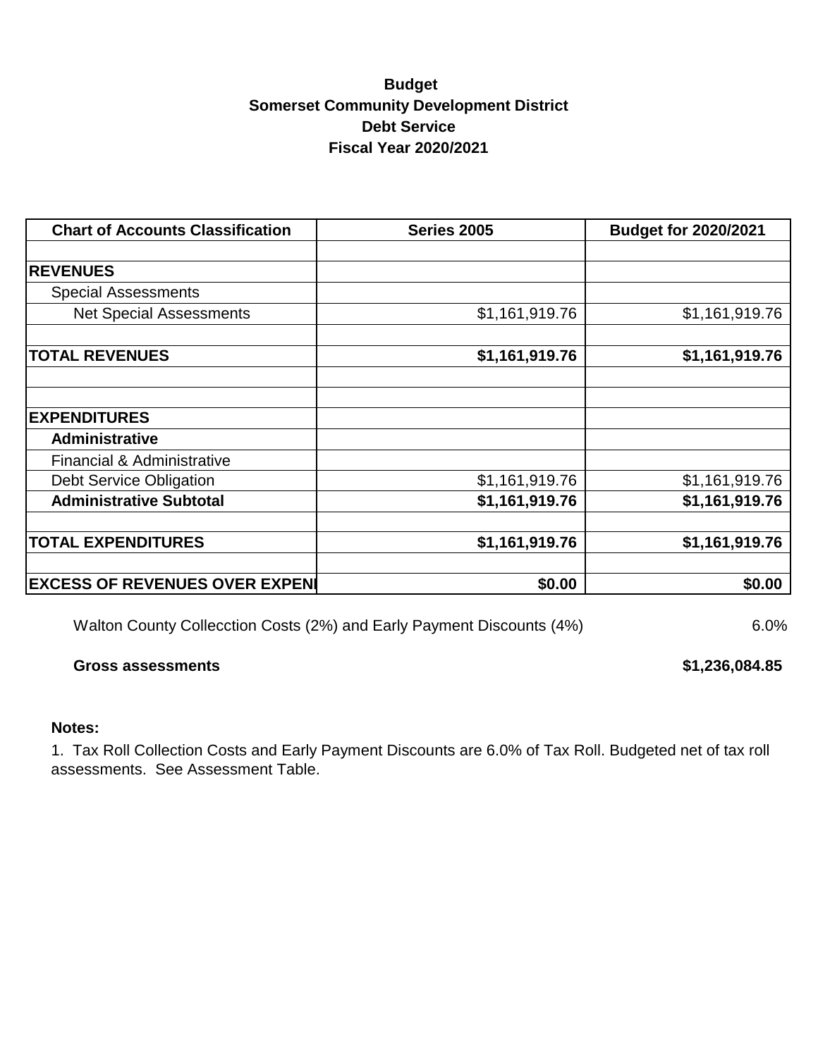**Budget**
**Somerset Community Development District**
**Debt Service**
**Fiscal Year 2020/2021**

| Chart of Accounts Classification | Series 2005 | Budget for 2020/2021 |
|---|---|---|
| | | |
| **REVENUES** | | |
| Special Assessments | | |
| Net Special Assessments | $1,161,919.76 | $1,161,919.76 |
| | | |
| **TOTAL REVENUES** | **$1,161,919.76** | **$1,161,919.76** |
| | | |
| | | |
| **EXPENDITURES** | | |
| **Administrative** | | |
| Financial & Administrative | | |
| Debt Service Obligation | $1,161,919.76 | $1,161,919.76 |
| **Administrative Subtotal** | **$1,161,919.76** | **$1,161,919.76** |
| | | |
| **TOTAL EXPENDITURES** | **$1,161,919.76** | **$1,161,919.76** |
| | | |
| **EXCESS OF REVENUES OVER EXPENI** | **$0.00** | **$0.00** |

Walton County Collecction Costs (2%) and Early Payment Discounts (4%) 6.0%

**Gross assessments** **$1,236,084.85**

**Notes:**

1. Tax Roll Collection Costs and Early Payment Discounts are 6.0% of Tax Roll. Budgeted net of tax roll assessments. See Assessment Table.